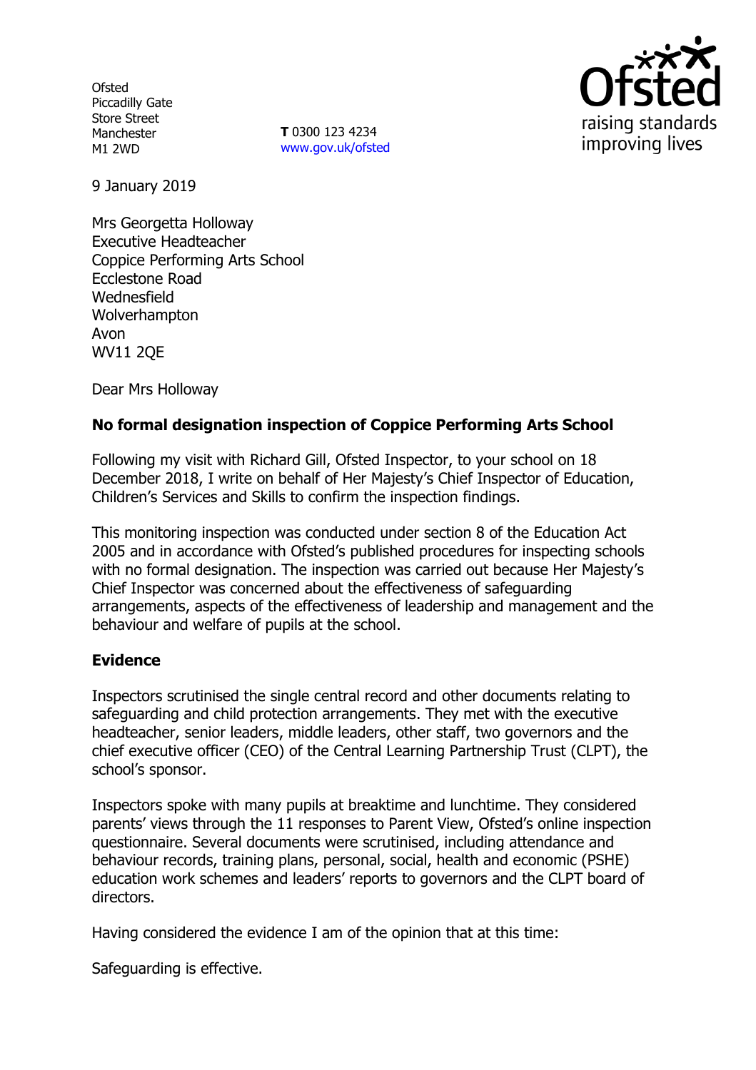Ofsted
Piccadilly Gate
Store Street
Manchester
M1 2WD

**T** 0300 123 4234
www.gov.uk/ofsted

9 January 2019

Mrs Georgetta Holloway
Executive Headteacher
Coppice Performing Arts School
Ecclestone Road
Wednesfield
Wolverhampton
Avon
WV11 2QE

Dear Mrs Holloway

**No formal designation inspection of Coppice Performing Arts School**

Following my visit with Richard Gill, Ofsted Inspector, to your school on 18 December 2018, I write on behalf of Her Majesty's Chief Inspector of Education, Children's Services and Skills to confirm the inspection findings.

This monitoring inspection was conducted under section 8 of the Education Act 2005 and in accordance with Ofsted's published procedures for inspecting schools with no formal designation. The inspection was carried out because Her Majesty's Chief Inspector was concerned about the effectiveness of safeguarding arrangements, aspects of the effectiveness of leadership and management and the behaviour and welfare of pupils at the school.

## Evidence

Inspectors scrutinised the single central record and other documents relating to safeguarding and child protection arrangements. They met with the executive headteacher, senior leaders, middle leaders, other staff, two governors and the chief executive officer (CEO) of the Central Learning Partnership Trust (CLPT), the school's sponsor.

Inspectors spoke with many pupils at breaktime and lunchtime. They considered parents' views through the 11 responses to Parent View, Ofsted's online inspection questionnaire. Several documents were scrutinised, including attendance and behaviour records, training plans, personal, social, health and economic (PSHE) education work schemes and leaders' reports to governors and the CLPT board of directors.

Having considered the evidence I am of the opinion that at this time:

Safeguarding is effective.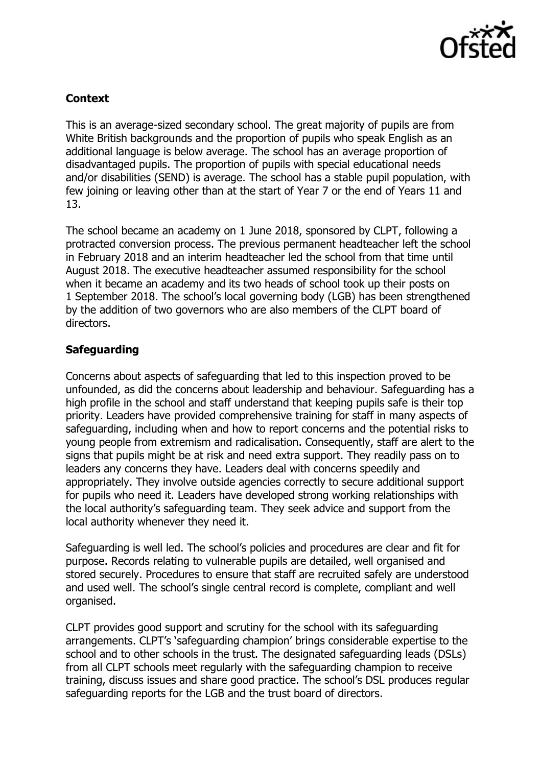## Context

This is an average-sized secondary school. The great majority of pupils are from White British backgrounds and the proportion of pupils who speak English as an additional language is below average. The school has an average proportion of disadvantaged pupils. The proportion of pupils with special educational needs and/or disabilities (SEND) is average. The school has a stable pupil population, with few joining or leaving other than at the start of Year 7 or the end of Years 11 and 13.

The school became an academy on 1 June 2018, sponsored by CLPT, following a protracted conversion process. The previous permanent headteacher left the school in February 2018 and an interim headteacher led the school from that time until August 2018. The executive headteacher assumed responsibility for the school when it became an academy and its two heads of school took up their posts on 1 September 2018. The school's local governing body (LGB) has been strengthened by the addition of two governors who are also members of the CLPT board of directors.

## Safeguarding

Concerns about aspects of safeguarding that led to this inspection proved to be unfounded, as did the concerns about leadership and behaviour. Safeguarding has a high profile in the school and staff understand that keeping pupils safe is their top priority. Leaders have provided comprehensive training for staff in many aspects of safeguarding, including when and how to report concerns and the potential risks to young people from extremism and radicalisation. Consequently, staff are alert to the signs that pupils might be at risk and need extra support. They readily pass on to leaders any concerns they have. Leaders deal with concerns speedily and appropriately. They involve outside agencies correctly to secure additional support for pupils who need it. Leaders have developed strong working relationships with the local authority's safeguarding team. They seek advice and support from the local authority whenever they need it.

Safeguarding is well led. The school's policies and procedures are clear and fit for purpose. Records relating to vulnerable pupils are detailed, well organised and stored securely. Procedures to ensure that staff are recruited safely are understood and used well. The school's single central record is complete, compliant and well organised.

CLPT provides good support and scrutiny for the school with its safeguarding arrangements. CLPT's 'safeguarding champion' brings considerable expertise to the school and to other schools in the trust. The designated safeguarding leads (DSLs) from all CLPT schools meet regularly with the safeguarding champion to receive training, discuss issues and share good practice. The school's DSL produces regular safeguarding reports for the LGB and the trust board of directors.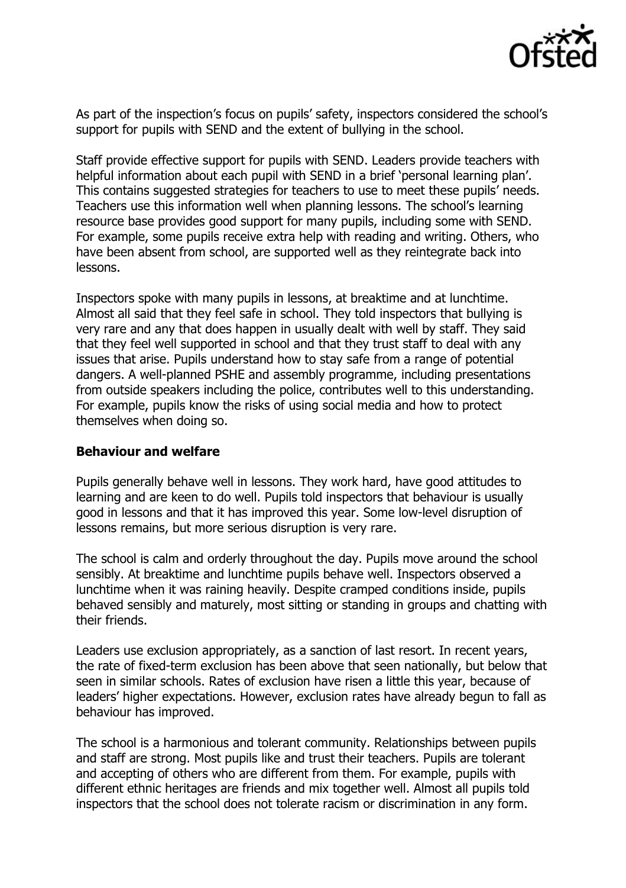As part of the inspection's focus on pupils' safety, inspectors considered the school's support for pupils with SEND and the extent of bullying in the school.

Staff provide effective support for pupils with SEND. Leaders provide teachers with helpful information about each pupil with SEND in a brief 'personal learning plan'. This contains suggested strategies for teachers to use to meet these pupils' needs. Teachers use this information well when planning lessons. The school's learning resource base provides good support for many pupils, including some with SEND. For example, some pupils receive extra help with reading and writing. Others, who have been absent from school, are supported well as they reintegrate back into lessons.

Inspectors spoke with many pupils in lessons, at breaktime and at lunchtime. Almost all said that they feel safe in school. They told inspectors that bullying is very rare and any that does happen in usually dealt with well by staff. They said that they feel well supported in school and that they trust staff to deal with any issues that arise. Pupils understand how to stay safe from a range of potential dangers. A well-planned PSHE and assembly programme, including presentations from outside speakers including the police, contributes well to this understanding. For example, pupils know the risks of using social media and how to protect themselves when doing so.

### Behaviour and welfare

Pupils generally behave well in lessons. They work hard, have good attitudes to learning and are keen to do well. Pupils told inspectors that behaviour is usually good in lessons and that it has improved this year. Some low-level disruption of lessons remains, but more serious disruption is very rare.

The school is calm and orderly throughout the day. Pupils move around the school sensibly. At breaktime and lunchtime pupils behave well. Inspectors observed a lunchtime when it was raining heavily. Despite cramped conditions inside, pupils behaved sensibly and maturely, most sitting or standing in groups and chatting with their friends.

Leaders use exclusion appropriately, as a sanction of last resort. In recent years, the rate of fixed-term exclusion has been above that seen nationally, but below that seen in similar schools. Rates of exclusion have risen a little this year, because of leaders' higher expectations. However, exclusion rates have already begun to fall as behaviour has improved.

The school is a harmonious and tolerant community. Relationships between pupils and staff are strong. Most pupils like and trust their teachers. Pupils are tolerant and accepting of others who are different from them. For example, pupils with different ethnic heritages are friends and mix together well. Almost all pupils told inspectors that the school does not tolerate racism or discrimination in any form.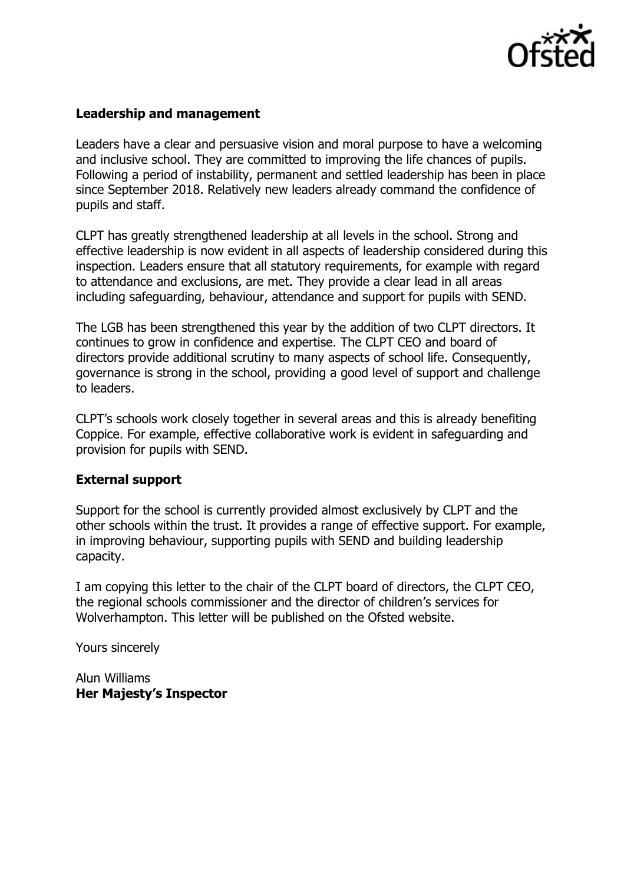**Leadership and management**

Leaders have a clear and persuasive vision and moral purpose to have a welcoming and inclusive school. They are committed to improving the life chances of pupils. Following a period of instability, permanent and settled leadership has been in place since September 2018. Relatively new leaders already command the confidence of pupils and staff.

CLPT has greatly strengthened leadership at all levels in the school. Strong and effective leadership is now evident in all aspects of leadership considered during this inspection. Leaders ensure that all statutory requirements, for example with regard to attendance and exclusions, are met. They provide a clear lead in all areas including safeguarding, behaviour, attendance and support for pupils with SEND.

The LGB has been strengthened this year by the addition of two CLPT directors. It continues to grow in confidence and expertise. The CLPT CEO and board of directors provide additional scrutiny to many aspects of school life. Consequently, governance is strong in the school, providing a good level of support and challenge to leaders.

CLPT's schools work closely together in several areas and this is already benefiting Coppice. For example, effective collaborative work is evident in safeguarding and provision for pupils with SEND.

**External support**

Support for the school is currently provided almost exclusively by CLPT and the other schools within the trust. It provides a range of effective support. For example, in improving behaviour, supporting pupils with SEND and building leadership capacity.

I am copying this letter to the chair of the CLPT board of directors, the CLPT CEO, the regional schools commissioner and the director of children's services for Wolverhampton. This letter will be published on the Ofsted website.

Yours sincerely

Alun Williams
**Her Majesty's Inspector**